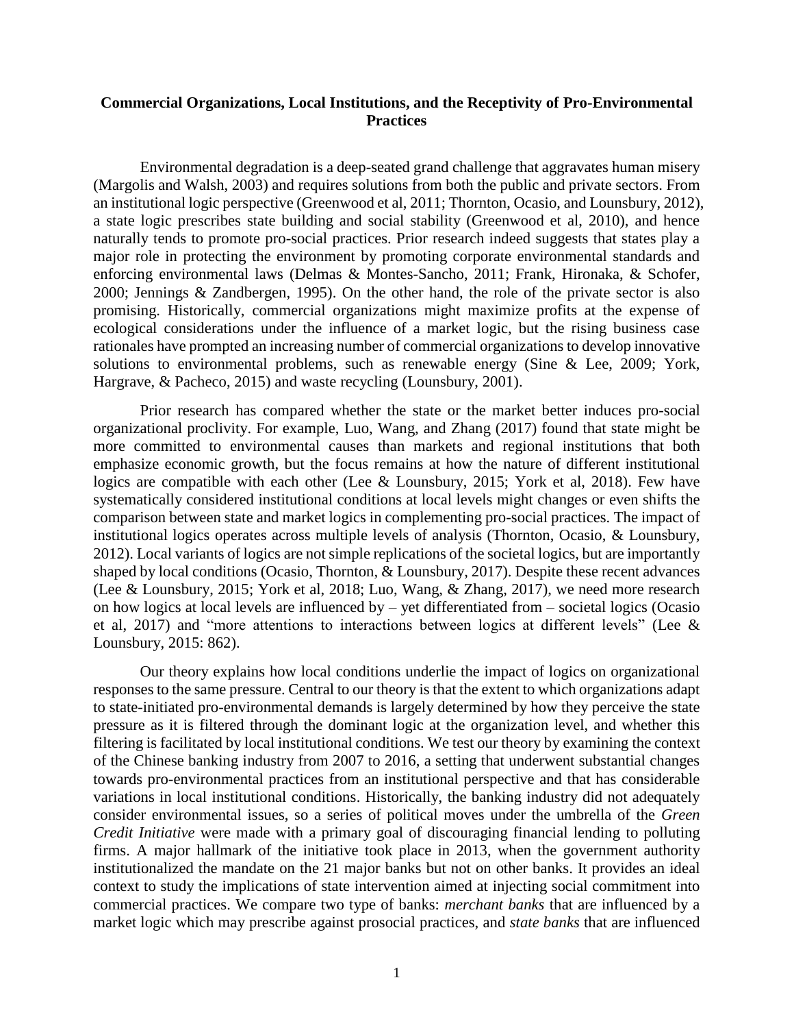# Commercial Organizations, Local Institutions, and the Receptivity of Pro-Environmental Practices

Environmental degradation is a deep-seated grand challenge that aggravates human misery (Margolis and Walsh, 2003) and requires solutions from both the public and private sectors. From an institutional logic perspective (Greenwood et al, 2011; Thornton, Ocasio, and Lounsbury, 2012), a state logic prescribes state building and social stability (Greenwood et al, 2010), and hence naturally tends to promote pro-social practices. Prior research indeed suggests that states play a major role in protecting the environment by promoting corporate environmental standards and enforcing environmental laws (Delmas & Montes-Sancho, 2011; Frank, Hironaka, & Schofer, 2000; Jennings & Zandbergen, 1995). On the other hand, the role of the private sector is also promising. Historically, commercial organizations might maximize profits at the expense of ecological considerations under the influence of a market logic, but the rising business case rationales have prompted an increasing number of commercial organizations to develop innovative solutions to environmental problems, such as renewable energy (Sine & Lee, 2009; York, Hargrave, & Pacheco, 2015) and waste recycling (Lounsbury, 2001).

Prior research has compared whether the state or the market better induces pro-social organizational proclivity. For example, Luo, Wang, and Zhang (2017) found that state might be more committed to environmental causes than markets and regional institutions that both emphasize economic growth, but the focus remains at how the nature of different institutional logics are compatible with each other (Lee & Lounsbury, 2015; York et al, 2018). Few have systematically considered institutional conditions at local levels might changes or even shifts the comparison between state and market logics in complementing pro-social practices. The impact of institutional logics operates across multiple levels of analysis (Thornton, Ocasio, & Lounsbury, 2012). Local variants of logics are not simple replications of the societal logics, but are importantly shaped by local conditions (Ocasio, Thornton, & Lounsbury, 2017). Despite these recent advances (Lee & Lounsbury, 2015; York et al, 2018; Luo, Wang, & Zhang, 2017), we need more research on how logics at local levels are influenced by – yet differentiated from – societal logics (Ocasio et al, 2017) and "more attentions to interactions between logics at different levels" (Lee & Lounsbury, 2015: 862).

Our theory explains how local conditions underlie the impact of logics on organizational responses to the same pressure. Central to our theory is that the extent to which organizations adapt to state-initiated pro-environmental demands is largely determined by how they perceive the state pressure as it is filtered through the dominant logic at the organization level, and whether this filtering is facilitated by local institutional conditions. We test our theory by examining the context of the Chinese banking industry from 2007 to 2016, a setting that underwent substantial changes towards pro-environmental practices from an institutional perspective and that has considerable variations in local institutional conditions. Historically, the banking industry did not adequately consider environmental issues, so a series of political moves under the umbrella of the *Green Credit Initiative* were made with a primary goal of discouraging financial lending to polluting firms. A major hallmark of the initiative took place in 2013, when the government authority institutionalized the mandate on the 21 major banks but not on other banks. It provides an ideal context to study the implications of state intervention aimed at injecting social commitment into commercial practices. We compare two type of banks: *merchant banks* that are influenced by a market logic which may prescribe against prosocial practices, and *state banks* that are influenced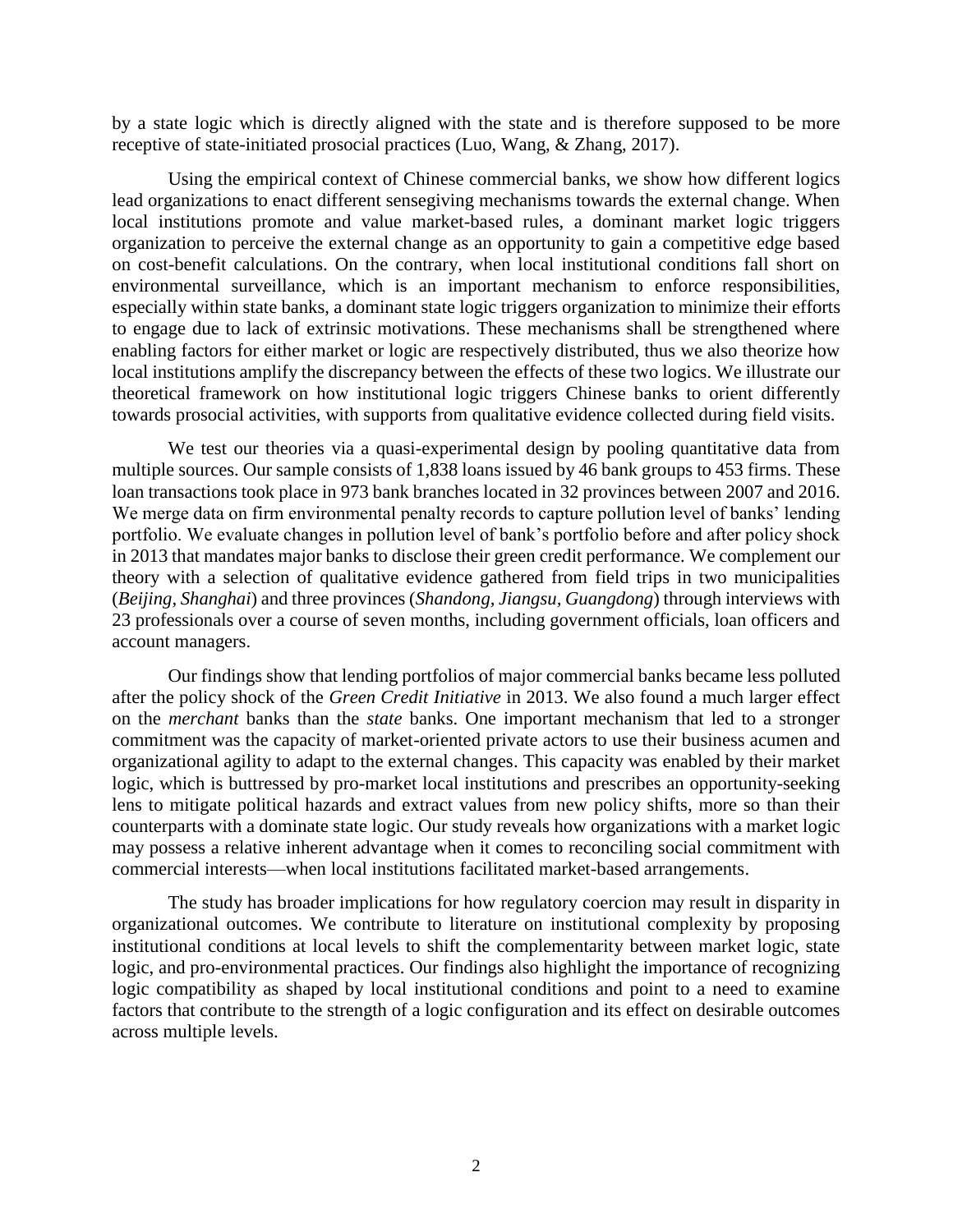by a state logic which is directly aligned with the state and is therefore supposed to be more receptive of state-initiated prosocial practices (Luo, Wang, & Zhang, 2017).

Using the empirical context of Chinese commercial banks, we show how different logics lead organizations to enact different sensegiving mechanisms towards the external change. When local institutions promote and value market-based rules, a dominant market logic triggers organization to perceive the external change as an opportunity to gain a competitive edge based on cost-benefit calculations. On the contrary, when local institutional conditions fall short on environmental surveillance, which is an important mechanism to enforce responsibilities, especially within state banks, a dominant state logic triggers organization to minimize their efforts to engage due to lack of extrinsic motivations. These mechanisms shall be strengthened where enabling factors for either market or logic are respectively distributed, thus we also theorize how local institutions amplify the discrepancy between the effects of these two logics. We illustrate our theoretical framework on how institutional logic triggers Chinese banks to orient differently towards prosocial activities, with supports from qualitative evidence collected during field visits.

We test our theories via a quasi-experimental design by pooling quantitative data from multiple sources. Our sample consists of 1,838 loans issued by 46 bank groups to 453 firms. These loan transactions took place in 973 bank branches located in 32 provinces between 2007 and 2016. We merge data on firm environmental penalty records to capture pollution level of banks' lending portfolio. We evaluate changes in pollution level of bank's portfolio before and after policy shock in 2013 that mandates major banks to disclose their green credit performance. We complement our theory with a selection of qualitative evidence gathered from field trips in two municipalities (*Beijing, Shanghai*) and three provinces (*Shandong, Jiangsu, Guangdong*) through interviews with 23 professionals over a course of seven months, including government officials, loan officers and account managers.

Our findings show that lending portfolios of major commercial banks became less polluted after the policy shock of the *Green Credit Initiative* in 2013. We also found a much larger effect on the *merchant* banks than the *state* banks. One important mechanism that led to a stronger commitment was the capacity of market-oriented private actors to use their business acumen and organizational agility to adapt to the external changes. This capacity was enabled by their market logic, which is buttressed by pro-market local institutions and prescribes an opportunity-seeking lens to mitigate political hazards and extract values from new policy shifts, more so than their counterparts with a dominate state logic. Our study reveals how organizations with a market logic may possess a relative inherent advantage when it comes to reconciling social commitment with commercial interests—when local institutions facilitated market-based arrangements.

The study has broader implications for how regulatory coercion may result in disparity in organizational outcomes. We contribute to literature on institutional complexity by proposing institutional conditions at local levels to shift the complementarity between market logic, state logic, and pro-environmental practices. Our findings also highlight the importance of recognizing logic compatibility as shaped by local institutional conditions and point to a need to examine factors that contribute to the strength of a logic configuration and its effect on desirable outcomes across multiple levels.